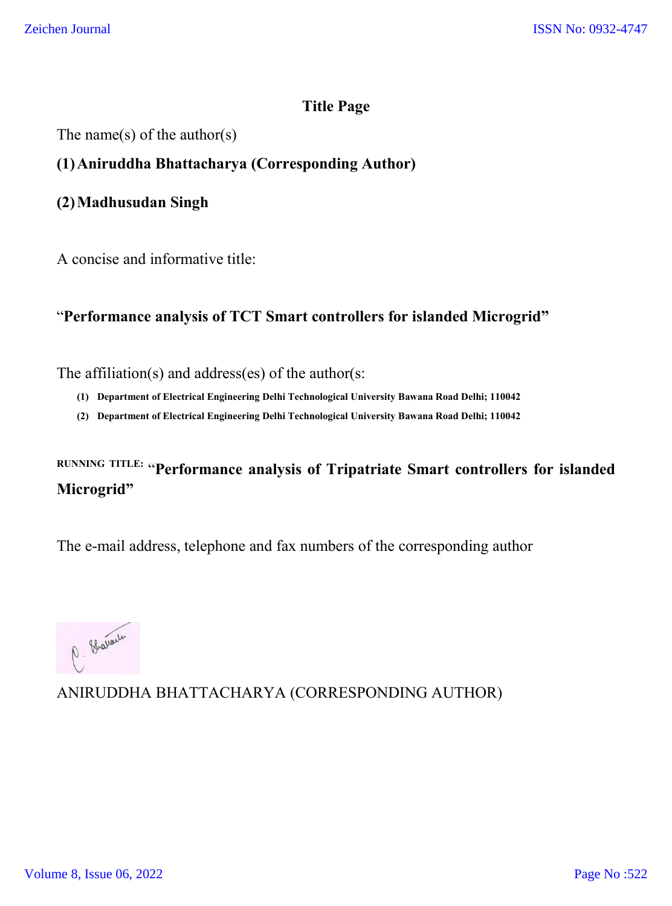## Title Page

The name(s) of the author(s)

**(1) Aniruddha Bhattacharya (Corresponding Author)**

**(2) Madhusudan Singh**

A concise and informative title:

"**Performance analysis of TCT Smart controllers for islanded Microgrid"**

The affiliation(s) and address(es) of the author(s:

1. **Department of Electrical Engineering Delhi Technological University Bawana Road Delhi; 110042**
2. **Department of Electrical Engineering Delhi Technological University Bawana Road Delhi; 110042**

**RUNNING TITLE: "Performance analysis of Tripatriate Smart controllers for islanded Microgrid"**

The e-mail address, telephone and fax numbers of the corresponding author

ANIRUDDHA BHATTACHARYA (CORRESPONDING AUTHOR)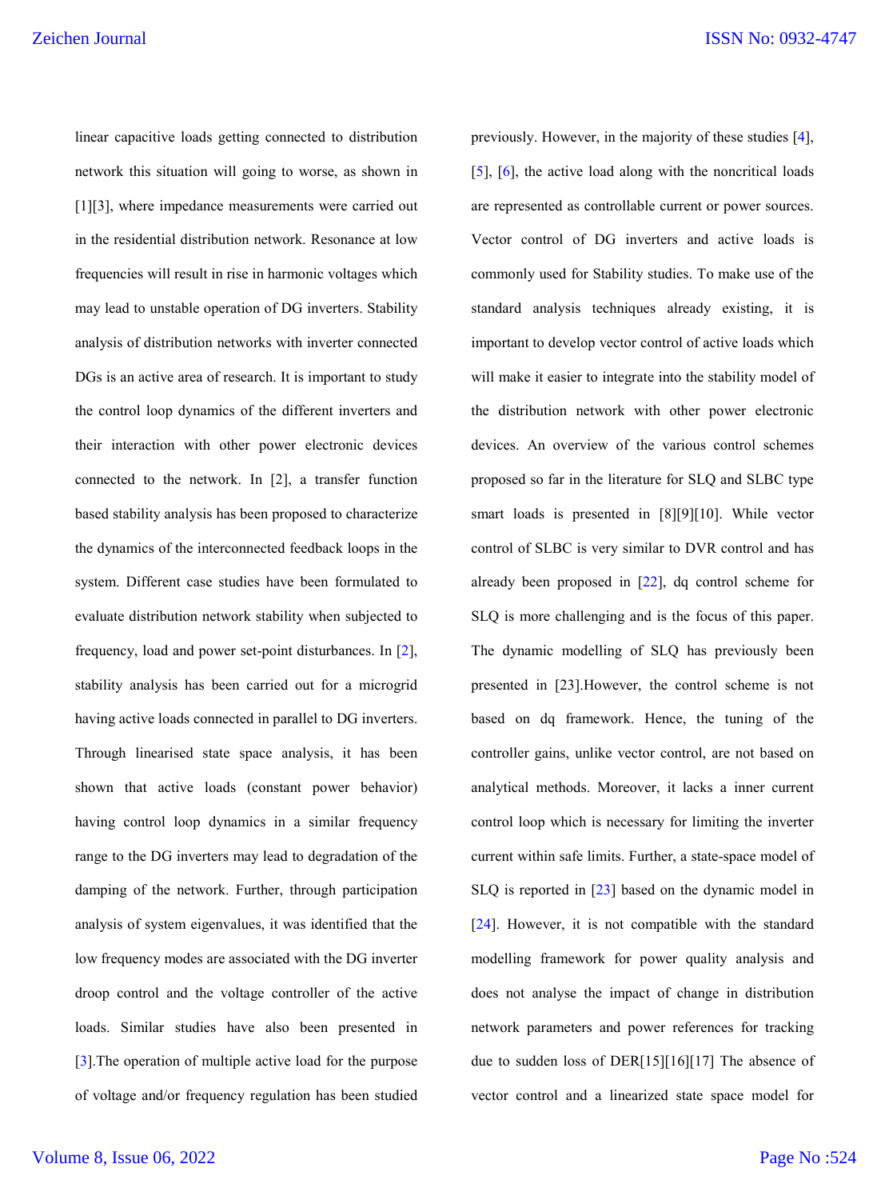linear capacitive loads getting connected to distribution network this situation will going to worse, as shown in [1][3], where impedance measurements were carried out in the residential distribution network. Resonance at low frequencies will result in rise in harmonic voltages which may lead to unstable operation of DG inverters. Stability analysis of distribution networks with inverter connected DGs is an active area of research. It is important to study the control loop dynamics of the different inverters and their interaction with other power electronic devices connected to the network. In [2], a transfer function based stability analysis has been proposed to characterize the dynamics of the interconnected feedback loops in the system. Different case studies have been formulated to evaluate distribution network stability when subjected to frequency, load and power set-point disturbances. In [2], stability analysis has been carried out for a microgrid having active loads connected in parallel to DG inverters. Through linearised state space analysis, it has been shown that active loads (constant power behavior) having control loop dynamics in a similar frequency range to the DG inverters may lead to degradation of the damping of the network. Further, through participation analysis of system eigenvalues, it was identified that the low frequency modes are associated with the DG inverter droop control and the voltage controller of the active loads. Similar studies have also been presented in [3].The operation of multiple active load for the purpose of voltage and/or frequency regulation has been studied previously. However, in the majority of these studies [4], [5], [6], the active load along with the noncritical loads are represented as controllable current or power sources. Vector control of DG inverters and active loads is commonly used for Stability studies. To make use of the standard analysis techniques already existing, it is important to develop vector control of active loads which will make it easier to integrate into the stability model of the distribution network with other power electronic devices. An overview of the various control schemes proposed so far in the literature for SLQ and SLBC type smart loads is presented in [8][9][10]. While vector control of SLBC is very similar to DVR control and has already been proposed in [22], dq control scheme for SLQ is more challenging and is the focus of this paper. The dynamic modelling of SLQ has previously been presented in [23].However, the control scheme is not based on dq framework. Hence, the tuning of the controller gains, unlike vector control, are not based on analytical methods. Moreover, it lacks a inner current control loop which is necessary for limiting the inverter current within safe limits. Further, a state-space model of SLQ is reported in [23] based on the dynamic model in [24]. However, it is not compatible with the standard modelling framework for power quality analysis and does not analyse the impact of change in distribution network parameters and power references for tracking due to sudden loss of DER[15][16][17] The absence of vector control and a linearized state space model for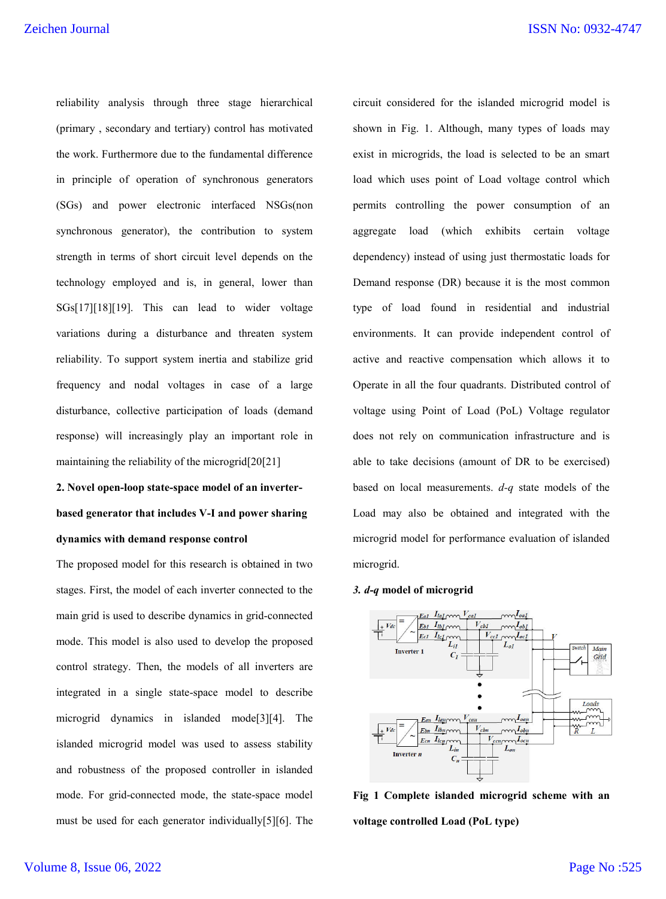reliability analysis through three stage hierarchical (primary , secondary and tertiary) control has motivated the work. Furthermore due to the fundamental difference in principle of operation of synchronous generators (SGs) and power electronic interfaced NSGs(non synchronous generator), the contribution to system strength in terms of short circuit level depends on the technology employed and is, in general, lower than SGs[17][18][19]. This can lead to wider voltage variations during a disturbance and threaten system reliability. To support system inertia and stabilize grid frequency and nodal voltages in case of a large disturbance, collective participation of loads (demand response) will increasingly play an important role in maintaining the reliability of the microgrid[20[21]

## 2. Novel open-loop state-space model of an inverter-based generator that includes V-I and power sharing dynamics with demand response control

The proposed model for this research is obtained in two stages. First, the model of each inverter connected to the main grid is used to describe dynamics in grid-connected mode. This model is also used to develop the proposed control strategy. Then, the models of all inverters are integrated in a single state-space model to describe microgrid dynamics in islanded mode[3][4]. The islanded microgrid model was used to assess stability and robustness of the proposed controller in islanded mode. For grid-connected mode, the state-space model must be used for each generator individually[5][6]. The circuit considered for the islanded microgrid model is shown in Fig. 1. Although, many types of loads may exist in microgrids, the load is selected to be an smart load which uses point of Load voltage control which permits controlling the power consumption of an aggregate load (which exhibits certain voltage dependency) instead of using just thermostatic loads for Demand response (DR) because it is the most common type of load found in residential and industrial environments. It can provide independent control of active and reactive compensation which allows it to Operate in all the four quadrants. Distributed control of voltage using Point of Load (PoL) Voltage regulator does not rely on communication infrastructure and is able to take decisions (amount of DR to be exercised) based on local measurements. *d-q* state models of the Load may also be obtained and integrated with the microgrid model for performance evaluation of islanded microgrid.

## 3. *d-q* model of microgrid

**Fig 1 Complete islanded microgrid scheme with an voltage controlled Load (PoL type)**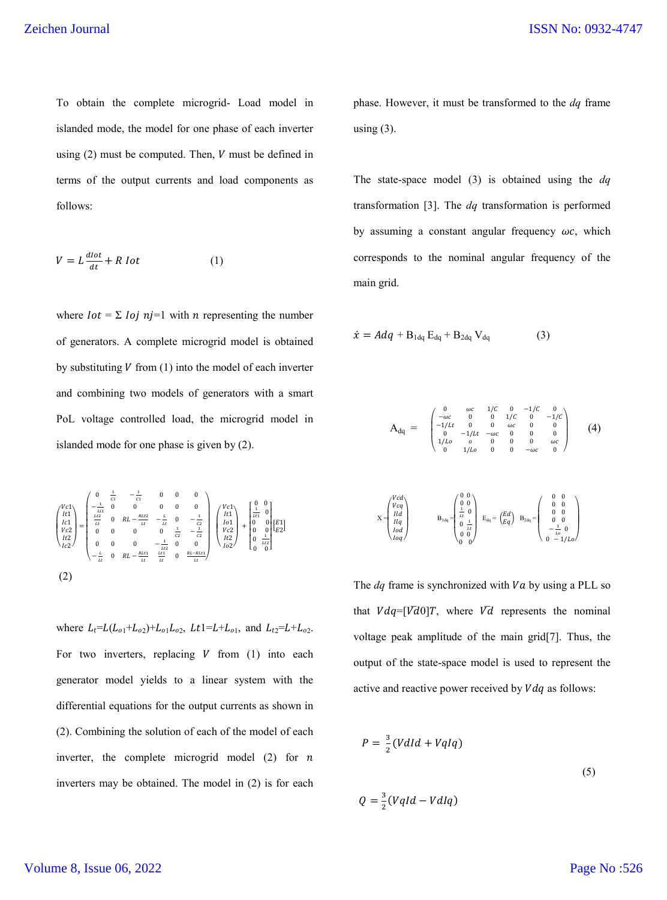To obtain the complete microgrid- Load model in islanded mode, the model for one phase of each inverter using (2) must be computed. Then, $V$ must be defined in terms of the output currents and load components as follows:

$$V = L\frac{dIot}{dt} + R\ Iot \qquad (1)$$

where $Iot = \Sigma\ Ioj\ nj$=1 with $n$ representing the number of generators. A complete microgrid model is obtained by substituting $V$ from (1) into the model of each inverter and combining two models of generators with a smart PoL voltage controlled load, the microgrid model in islanded mode for one phase is given by (2).

$$\begin{pmatrix} Vc1 \\ It1 \\ Ic1 \\ Vc2 \\ It2 \\ Ic2 \end{pmatrix} = \begin{pmatrix} 0 & \frac{1}{C1} & -\frac{1}{C1} & 0 & 0 & 0 \\ -\frac{1}{Lt1} & 0 & 0 & 0 & 0 & 0 \\ \frac{Lt2}{Lt} & 0 & RL-\frac{RLt2}{Lt} & -\frac{L}{Lt} & 0 & -\frac{1}{C2} \\ 0 & 0 & 0 & 0 & \frac{1}{C2} & -\frac{1}{C2} \\ 0 & 0 & 0 & -\frac{1}{Lt2} & 0 & 0 \\ -\frac{L}{Lt} & 0 & RL-\frac{RLt1}{Lt} & \frac{Lt1}{Lt} & 0 & \frac{RL-RLt1}{Lt} \end{pmatrix} \begin{pmatrix} Vc1 \\ It1 \\ Io1 \\ Vc2 \\ It2 \\ Io2 \end{pmatrix} + \begin{bmatrix} 0 & 0 \\ \frac{1}{Lt1} & 0 \\ 0 & 0 \\ 0 & 0 \\ 0 & \frac{1}{Lt2} \\ 0 & 0 \end{bmatrix} \begin{bmatrix} E1 \\ E2 \end{bmatrix}$$

(2)

where $L_t$=$L$($L_{o1}$+$L_{o2}$)+$L_{o1}L_{o2}$, $Lt1$=$L$+$L_{o1}$, and $L_{t2}$=$L$+$L_{o2}$. For two inverters, replacing $V$ from (1) into each generator model yields to a linear system with the differential equations for the output currents as shown in (2). Combining the solution of each of the model of each inverter, the complete microgrid model (2) for $n$ inverters may be obtained. The model in (2) is for each phase. However, it must be transformed to the $dq$ frame using (3).

The state-space model (3) is obtained using the $dq$ transformation [3]. The $dq$ transformation is performed by assuming a constant angular frequency $\omega c$, which corresponds to the nominal angular frequency of the main grid.

$$\dot{x} = Adq + B_{1dq}\,E_{dq} + B_{2dq}\,V_{dq} \qquad (3)$$

$$A_{dq} = \begin{pmatrix} 0 & \omega c & 1/C & 0 & -1/C & 0 \\ -\omega c & 0 & 0 & 1/C & 0 & -1/C \\ -1/Lt & 0 & 0 & \omega c & 0 & 0 \\ 0 & -1/Lt & -\omega c & 0 & 0 & 0 \\ 1/Lo & o & 0 & 0 & 0 & \omega c \\ 0 & 1/Lo & 0 & 0 & -\omega c & 0 \end{pmatrix} \qquad (4)$$

$$X = \begin{pmatrix} Vcd \\ Vcq \\ Ild \\ Ilq \\ Iod \\ Ioq \end{pmatrix} \quad B_{1dq} = \begin{pmatrix} 0 & 0 \\ 0 & 0 \\ \frac{1}{Lt} & 0 \\ 0 & \frac{1}{Lt} \\ 0 & 0 \\ 0 & 0 \end{pmatrix} \quad E_{dq} = \begin{pmatrix} Ed \\ Eq \end{pmatrix} \quad B_{2dq} = \begin{pmatrix} 0 & 0 \\ 0 & 0 \\ 0 & 0 \\ 0 & 0 \\ -\frac{1}{Lo} & 0 \\ 0 & -1/Lo \end{pmatrix}$$

The $dq$ frame is synchronized with $Va$ by using a PLL so that $Vdq$=[$\overline{V}d$0]$T$, where $\overline{V}d$ represents the nominal voltage peak amplitude of the main grid[7]. Thus, the output of the state-space model is used to represent the active and reactive power received by $Vdq$ as follows:

$$P = \frac{3}{2}(VdId + VqIq)$$

$$Q = \frac{3}{2}(VqId - VdIq) \qquad (5)$$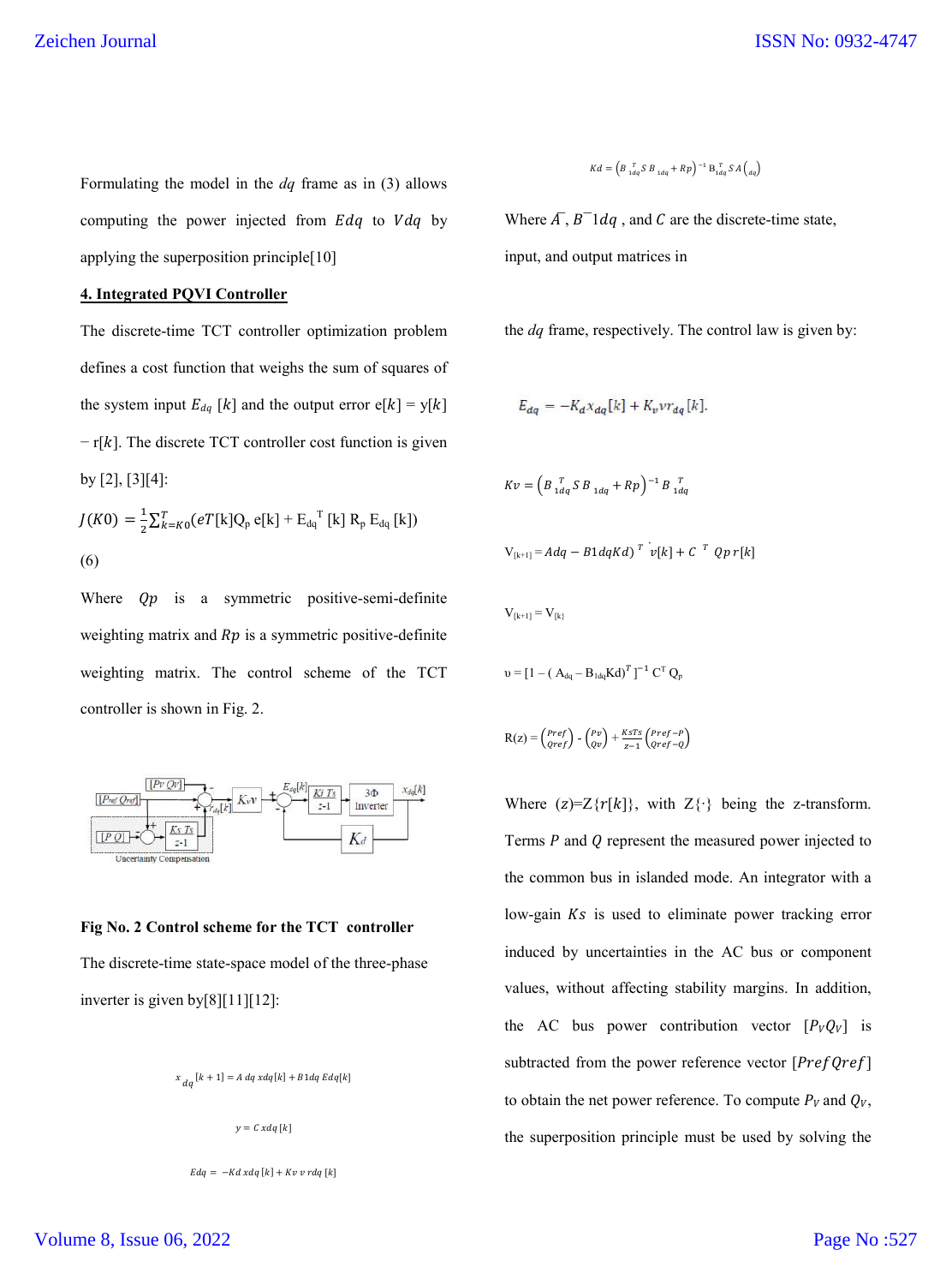Formulating the model in the $dq$ frame as in (3) allows computing the power injected from $Edq$ to $Vdq$ by applying the superposition principle[10]

### 4. Integrated PQVI Controller

The discrete-time TCT controller optimization problem defines a cost function that weighs the sum of squares of the system input $E_{dq}[k]$ and the output error $e[k] = y[k] - r[k]$. The discrete TCT controller cost function is given by [2], [3][4]:

$$J(K0) = \frac{1}{2}\sum_{k=K0}^{T}(eT[k]Q_p\, e[k] + E_{dq}{}^{T}[k]\, R_p\, E_{dq}[k])$$

(6)

Where $Qp$ is a symmetric positive-semi-definite weighting matrix and $Rp$ is a symmetric positive-definite weighting matrix. The control scheme of the TCT controller is shown in Fig. 2.

**Fig No. 2 Control scheme for the TCT controller**

The discrete-time state-space model of the three-phase inverter is given by[8][11][12]:

$$x_{dq}[k+1] = A\, dq\, xdq[k] + B1dq\, Edq[k]$$

$$y = C\, xdq[k]$$

$$Edq = -Kd\, xdq[k] + Kv\, v\, rdq[k]$$

$$Kd = \left(B_{1dq}^{T} S\, B_{1dq} + Rp\right)^{-1} B_{1dq}^{T} S\, A\left(_{dq}\right)$$

Where $\bar{A}$, $\bar{B}1dq$, and $C$ are the discrete-time state, input, and output matrices in the $dq$ frame, respectively. The control law is given by:

$$E_{dq} = -K_d x_{dq}[k] + K_v v r_{dq}[k].$$

$$Kv = \left(B_{1dq}^{T} S\, B_{1dq} + Rp\right)^{-1} B_{1dq}^{T}$$

$$V_{[k+1]} = Adq - B1dqKd)^{T}\, v[k] + C^{T}\, Qp\, r[k]$$

$$V_{[k+1]} = V_{[k]}$$

$$\upsilon = [1 - (A_{dq} - B_{1dq}Kd)^{T}]^{-1}\, C^{T}\, Q_p$$

$$R(z) = \begin{pmatrix} Pref \\ Qref \end{pmatrix} - \begin{pmatrix} Pv \\ Qv \end{pmatrix} + \frac{KsTs}{z-1}\begin{pmatrix} Pref-P \\ Qref-Q \end{pmatrix}$$

Where $(z) = Z\{r[k]\}$, with $Z\{\cdot\}$ being the z-transform. Terms $P$ and $Q$ represent the measured power injected to the common bus in islanded mode. An integrator with a low-gain $Ks$ is used to eliminate power tracking error induced by uncertainties in the AC bus or component values, without affecting stability margins. In addition, the AC bus power contribution vector $[P_V Q_V]$ is subtracted from the power reference vector $[Pref\, Qref]$ to obtain the net power reference. To compute $P_V$ and $Q_V$, the superposition principle must be used by solving the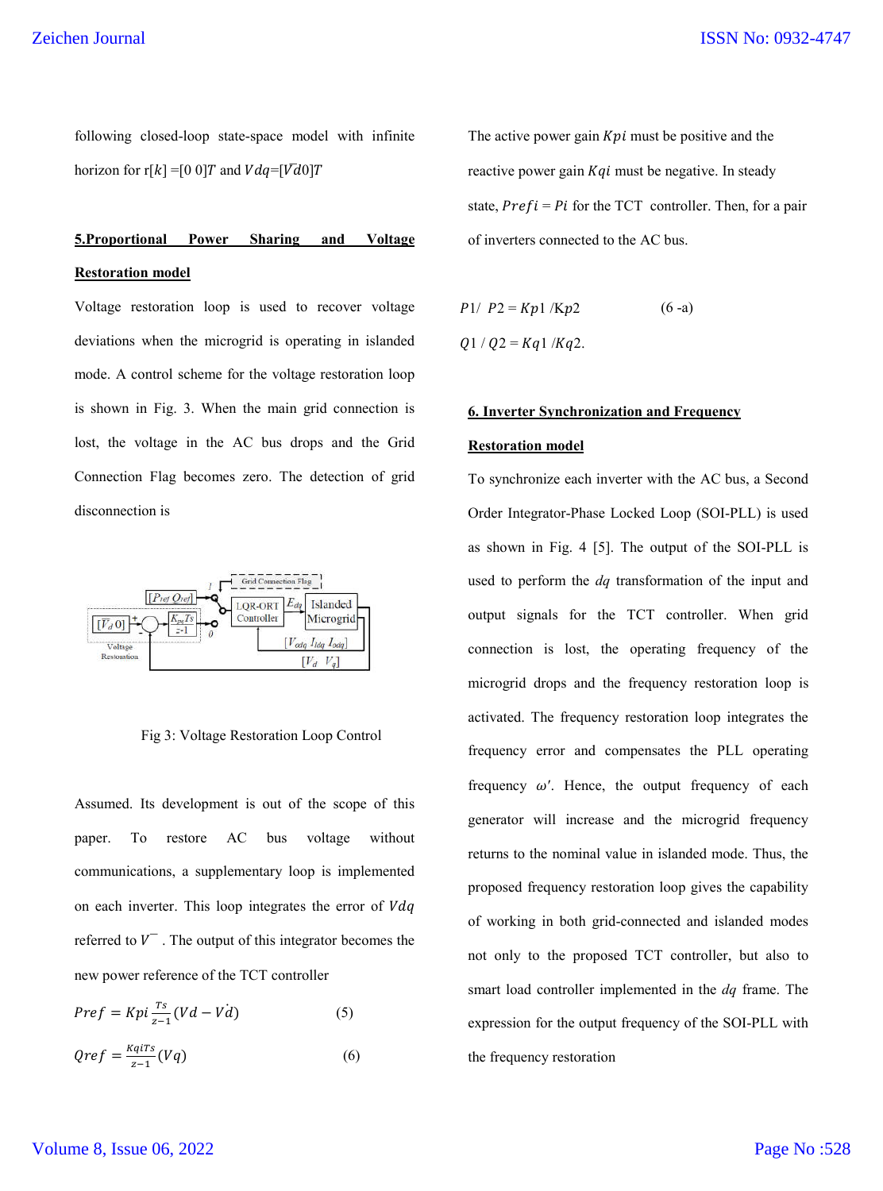following closed-loop state-space model with infinite horizon for $r[k] = [0\ 0]^T$ and $V_{dq} = [\bar{V}_d 0]^T$

## 5.Proportional Power Sharing and Voltage Restoration model

Voltage restoration loop is used to recover voltage deviations when the microgrid is operating in islanded mode. A control scheme for the voltage restoration loop is shown in Fig. 3. When the main grid connection is lost, the voltage in the AC bus drops and the Grid Connection Flag becomes zero. The detection of grid disconnection is

Fig 3: Voltage Restoration Loop Control

Assumed. Its development is out of the scope of this paper. To restore AC bus voltage without communications, a supplementary loop is implemented on each inverter. This loop integrates the error of $V_{dq}$ referred to $\bar{V}$. The output of this integrator becomes the new power reference of the TCT controller

$$P_{ref} = K_{pi} \frac{T_s}{z-1} (V_d - \dot{V_d}) \qquad (5)$$

$$Q_{ref} = \frac{K_{qi} T_s}{z-1} (V_q) \qquad (6)$$

The active power gain $K_{pi}$ must be positive and the reactive power gain $K_{qi}$ must be negative. In steady state, $P_{refi} = P_i$ for the TCT controller. Then, for a pair of inverters connected to the AC bus.

$$P_1 / P_2 = K_{p1} / K_{p2} \qquad (6\text{-a})$$

$$Q_1 / Q_2 = K_{q1} / K_{q2}.$$

## 6. Inverter Synchronization and Frequency Restoration model

To synchronize each inverter with the AC bus, a Second Order Integrator-Phase Locked Loop (SOI-PLL) is used as shown in Fig. 4 [5]. The output of the SOI-PLL is used to perform the *dq* transformation of the input and output signals for the TCT controller. When grid connection is lost, the operating frequency of the microgrid drops and the frequency restoration loop is activated. The frequency restoration loop integrates the frequency error and compensates the PLL operating frequency $\omega'$. Hence, the output frequency of each generator will increase and the microgrid frequency returns to the nominal value in islanded mode. Thus, the proposed frequency restoration loop gives the capability of working in both grid-connected and islanded modes not only to the proposed TCT controller, but also to smart load controller implemented in the *dq* frame. The expression for the output frequency of the SOI-PLL with the frequency restoration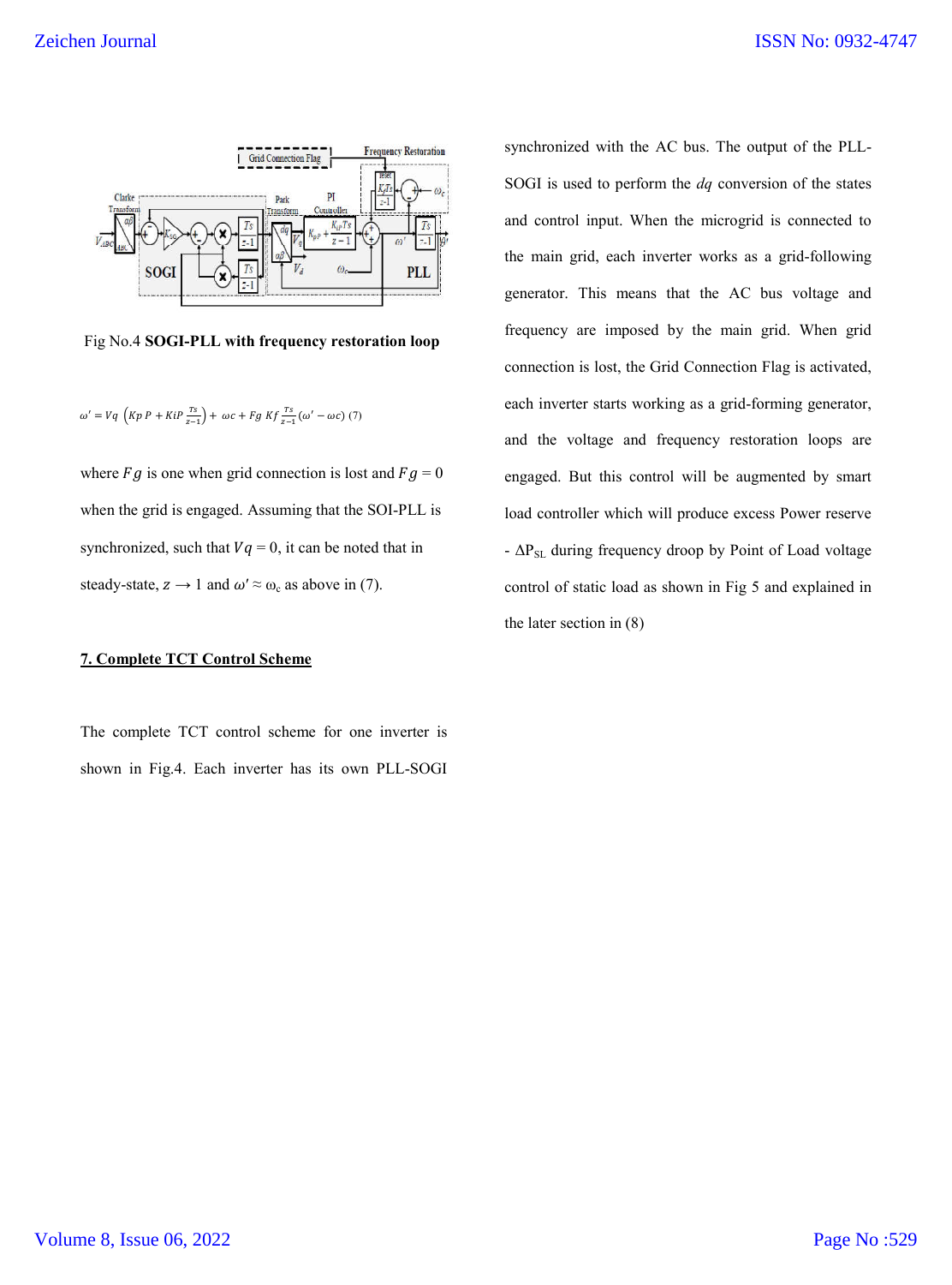Fig No.4 **SOGI-PLL with frequency restoration loop**

$$\omega' = Vq\left(Kp\,P + KiP\,\frac{Ts}{z-1}\right) + \omega c + Fg\,Kf\,\frac{Ts}{z-1}(\omega' - \omega c) \quad (7)$$

where $Fg$ is one when grid connection is lost and $Fg = 0$ when the grid is engaged. Assuming that the SOI-PLL is synchronized, such that $Vq = 0$, it can be noted that in steady-state, $z \rightarrow 1$ and $\omega' \approx \omega_c$ as above in (7).

## 7. Complete TCT Control Scheme

The complete TCT control scheme for one inverter is shown in Fig.4. Each inverter has its own PLL-SOGI synchronized with the AC bus. The output of the PLL-SOGI is used to perform the *dq* conversion of the states and control input. When the microgrid is connected to the main grid, each inverter works as a grid-following generator. This means that the AC bus voltage and frequency are imposed by the main grid. When grid connection is lost, the Grid Connection Flag is activated, each inverter starts working as a grid-forming generator, and the voltage and frequency restoration loops are engaged. But this control will be augmented by smart load controller which will produce excess Power reserve - $\Delta P_{SL}$ during frequency droop by Point of Load voltage control of static load as shown in Fig 5 and explained in the later section in (8)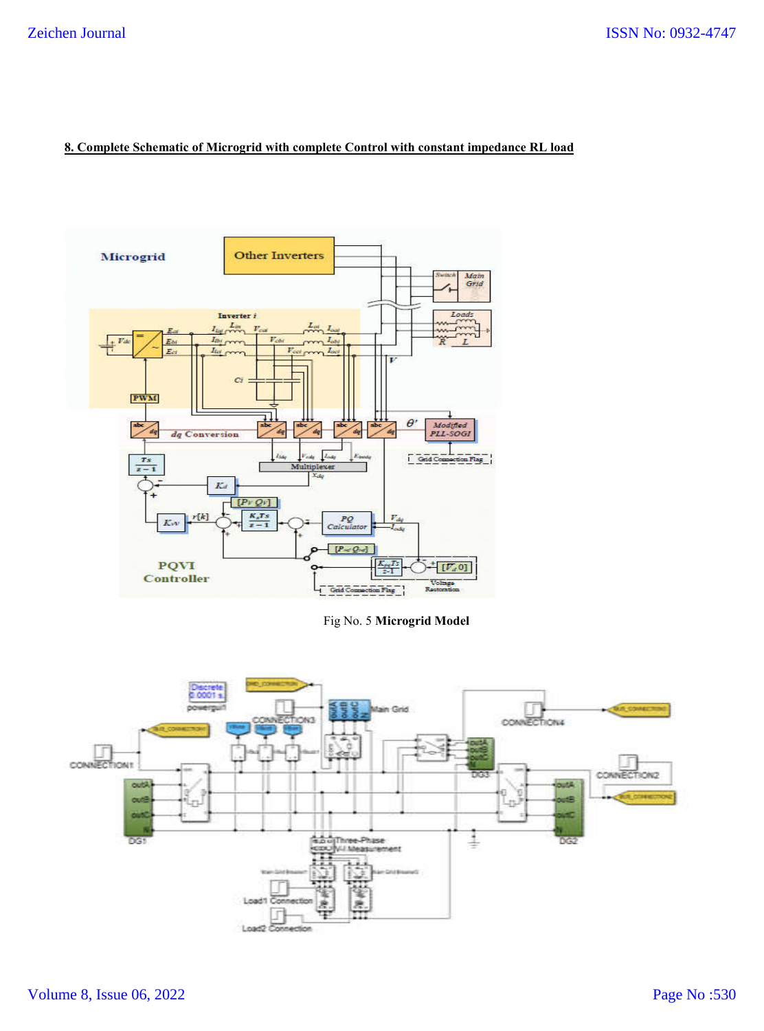**8. Complete Schematic of Microgrid with complete Control with constant impedance RL load**

Fig No. 5 **Microgrid Model**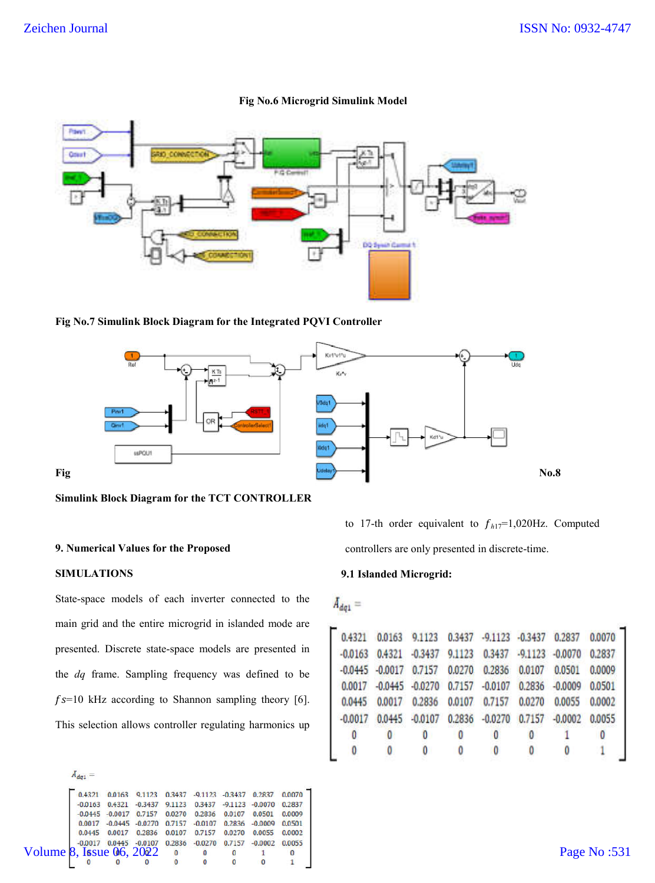**Fig No.6 Microgrid Simulink Model**

**Fig No.7 Simulink Block Diagram for the Integrated PQVI Controller**

**Fig No.8 Simulink Block Diagram for the TCT CONTROLLER**

## 9. Numerical Values for the Proposed SIMULATIONS

State-space models of each inverter connected to the main grid and the entire microgrid in islanded mode are presented. Discrete state-space models are presented in the *dq* frame. Sampling frequency was defined to be $fs$=10 kHz according to Shannon sampling theory [6]. This selection allows controller regulating harmonics up to 17-th order equivalent to $f_{h17}$=1,020Hz. Computed controllers are only presented in discrete-time.

### 9.1 Islanded Microgrid:

$$A_{dq1} = \begin{bmatrix} 0.4321 & 0.0163 & 9.1123 & 0.3437 & -9.1123 & -0.3437 & 0.2837 & 0.0070 \\ -0.0163 & 0.4321 & -0.3437 & 9.1123 & 0.3437 & -9.1123 & -0.0070 & 0.2837 \\ -0.0445 & -0.0017 & 0.7157 & 0.0270 & 0.2836 & 0.0107 & 0.0501 & 0.0009 \\ 0.0017 & -0.0445 & -0.0270 & 0.7157 & -0.0107 & 0.2836 & -0.0009 & 0.0501 \\ 0.0445 & 0.0017 & 0.2836 & 0.0107 & 0.7157 & 0.0270 & 0.0055 & 0.0002 \\ -0.0017 & 0.0445 & -0.0107 & 0.2836 & -0.0270 & 0.7157 & -0.0002 & 0.0055 \\ 0 & 0 & 0 & 0 & 0 & 0 & 1 & 0 \\ 0 & 0 & 0 & 0 & 0 & 0 & 0 & 1 \end{bmatrix}$$

$$A_{dq1} = \begin{bmatrix} 0.4321 & 0.0163 & 9.1123 & 0.3437 & -9.1123 & -0.3437 & 0.2837 & 0.0070 \\ -0.0163 & 0.4321 & -0.3437 & 9.1123 & 0.3437 & -9.1123 & -0.0070 & 0.2837 \\ -0.0445 & -0.0017 & 0.7157 & 0.0270 & 0.2836 & 0.0107 & 0.0501 & 0.0009 \\ 0.0017 & -0.0445 & -0.0270 & 0.7157 & -0.0107 & 0.2836 & -0.0009 & 0.0501 \\ 0.0445 & 0.0017 & 0.2836 & 0.0107 & 0.7157 & 0.0270 & 0.0055 & 0.0002 \\ -0.0017 & 0.0445 & -0.0107 & 0.2836 & -0.0270 & 0.7157 & -0.0002 & 0.0055 \\ 0 & 0 & 0 & 0 & 0 & 0 & 1 & 0 \\ 0 & 0 & 0 & 0 & 0 & 0 & 0 & 1 \end{bmatrix}$$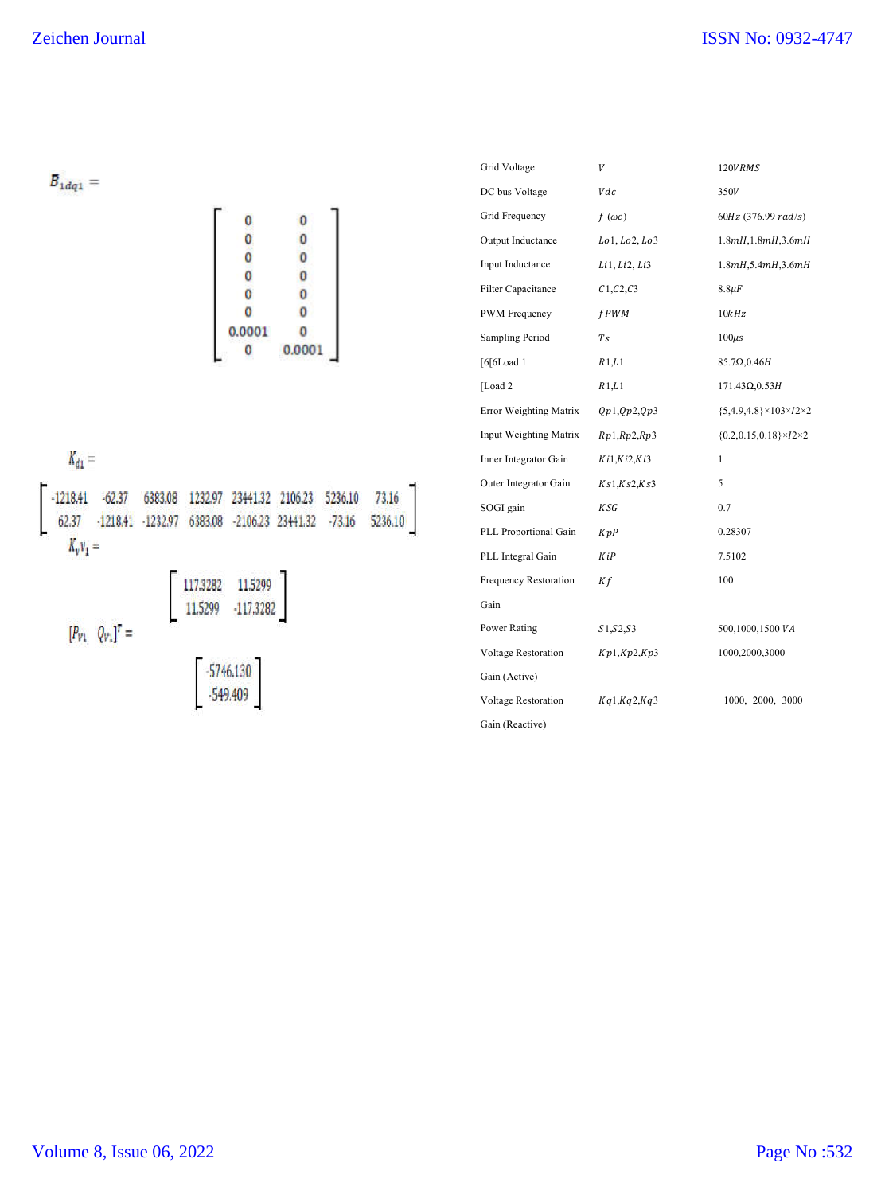$$B_{1dq1} =$$

$$\begin{bmatrix} 0 & 0 \\ 0 & 0 \\ 0 & 0 \\ 0 & 0 \\ 0 & 0 \\ 0 & 0 \\ 0.0001 & 0 \\ 0 & 0.0001 \end{bmatrix}$$

$$K_{d1} =$$

$$\begin{bmatrix} -1218.41 & -62.37 & 6383.08 & 1232.97 & 23441.32 & 2106.23 & 5236.10 & 73.16 \\ 62.37 & -1218.41 & -1232.97 & 6383.08 & -2106.23 & 23441.32 & -73.16 & 5236.10 \end{bmatrix}$$

$$K_V V_1 =$$

$$\begin{bmatrix} 117.3282 & 11.5299 \\ 11.5299 & -117.3282 \end{bmatrix}$$

$$[P_{V1} \quad Q_{V1}]^T =$$

$$\begin{bmatrix} -5746.130 \\ -549.409 \end{bmatrix}$$

| | | |
|---|---|---|
| Grid Voltage | $V$ | $120VRMS$ |
| DC bus Voltage | $Vdc$ | $350V$ |
| Grid Frequency | $f$ $(\omega c)$ | $60Hz$ $(376.99$ $rad/s)$ |
| Output Inductance | $Lo1, Lo2, Lo3$ | $1.8mH, 1.8mH, 3.6mH$ |
| Input Inductance | $Li1, Li2, Li3$ | $1.8mH, 5.4mH, 3.6mH$ |
| Filter Capacitance | $C1, C2, C3$ | $8.8\mu F$ |
| PWM Frequency | $fPWM$ | $10kHz$ |
| Sampling Period | $Ts$ | $100\mu s$ |
| [6[6Load 1 | $R1, L1$ | $85.7\Omega, 0.46H$ |
| [Load 2 | $R1, L1$ | $171.43\Omega, 0.53H$ |
| Error Weighting Matrix | $Qp1, Qp2, Qp3$ | $\{5, 4.9, 4.8\} \times 103 \times I2 \times 2$ |
| Input Weighting Matrix | $Rp1, Rp2, Rp3$ | $\{0.2, 0.15, 0.18\} \times I2 \times 2$ |
| Inner Integrator Gain | $Ki1, Ki2, Ki3$ | 1 |
| Outer Integrator Gain | $Ks1, Ks2, Ks3$ | 5 |
| SOGI gain | $KSG$ | 0.7 |
| PLL Proportional Gain | $KpP$ | 0.28307 |
| PLL Integral Gain | $KiP$ | 7.5102 |
| Frequency Restoration Gain | $Kf$ | 100 |
| Power Rating | $S1, S2, S3$ | $500, 1000, 1500$ $VA$ |
| Voltage Restoration Gain (Active) | $Kp1, Kp2, Kp3$ | 1000,2000,3000 |
| Voltage Restoration Gain (Reactive) | $Kq1, Kq2, Kq3$ | $-1000, -2000, -3000$ |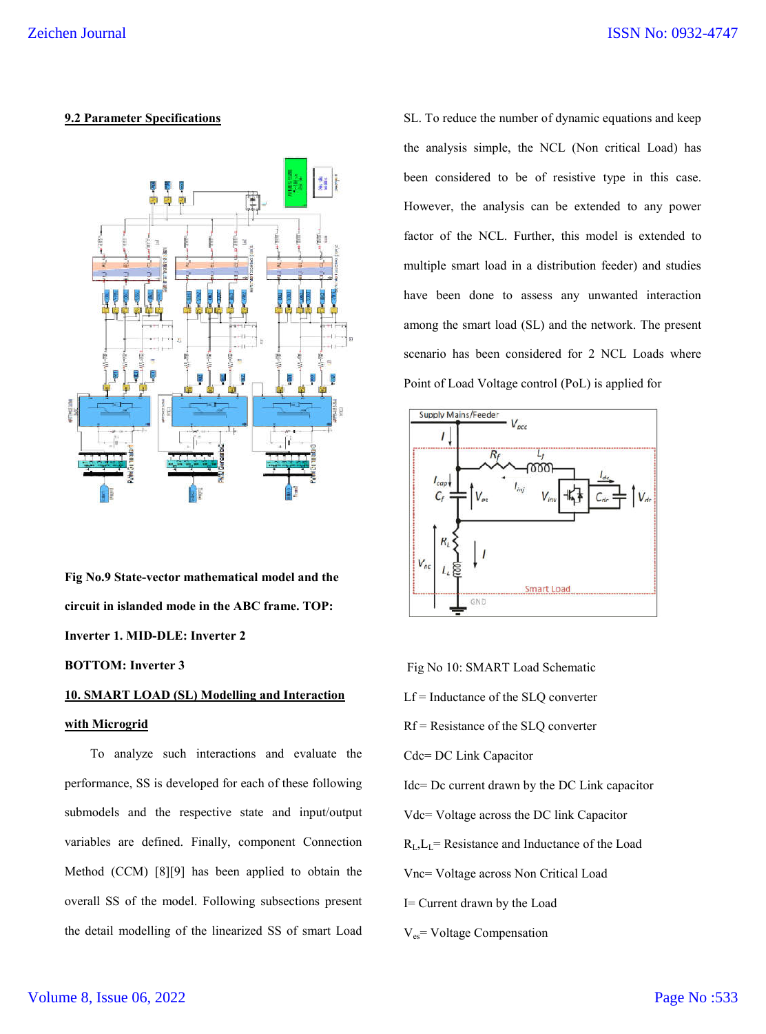### 9.2 Parameter Specifications

**Fig No.9 State-vector mathematical model and the circuit in islanded mode in the ABC frame. TOP: Inverter 1. MID-DLE: Inverter 2**

**BOTTOM: Inverter 3**

## 10. SMART LOAD (SL) Modelling and Interaction with Microgrid

To analyze such interactions and evaluate the performance, SS is developed for each of these following submodels and the respective state and input/output variables are defined. Finally, component Connection Method (CCM) [8][9] has been applied to obtain the overall SS of the model. Following subsections present the detail modelling of the linearized SS of smart Load SL. To reduce the number of dynamic equations and keep the analysis simple, the NCL (Non critical Load) has been considered to be of resistive type in this case. However, the analysis can be extended to any power factor of the NCL. Further, this model is extended to multiple smart load in a distribution feeder) and studies have been done to assess any unwanted interaction among the smart load (SL) and the network. The present scenario has been considered for 2 NCL Loads where Point of Load Voltage control (PoL) is applied for

Fig No 10: SMART Load Schematic

$L_f$ = Inductance of the SLQ converter

$R_f$ = Resistance of the SLQ converter

$C_{dc}$= DC Link Capacitor

$I_{dc}$= Dc current drawn by the DC Link capacitor

$V_{dc}$= Voltage across the DC link Capacitor

$R_L$,$L_L$= Resistance and Inductance of the Load

$V_{nc}$= Voltage across Non Critical Load

I= Current drawn by the Load

$V_{es}$= Voltage Compensation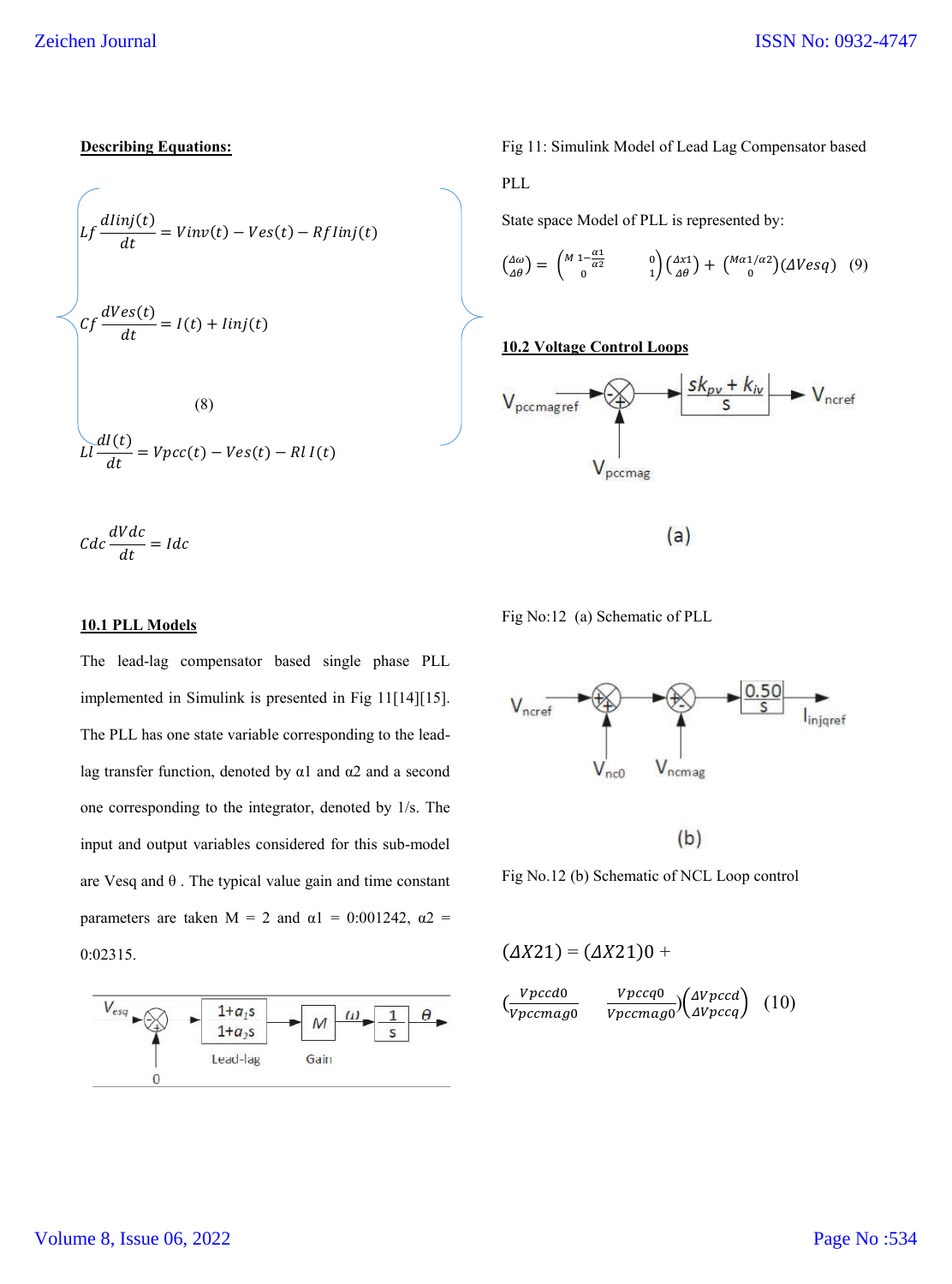**Describing Equations:**

$$\left\{\begin{aligned} & Lf\frac{dIinj(t)}{dt} = Vinv(t) - Ves(t) - Rf\,Iinj(t) \\ & Cf\frac{dVes(t)}{dt} = I(t) + Iinj(t) \\ & Ll\frac{dI(t)}{dt} = Vpcc(t) - Ves(t) - Rl\,I(t) \end{aligned}\right. \quad (8)$$

$$Cdc\frac{dVdc}{dt} = Idc$$

**10.1 PLL Models**

The lead-lag compensator based single phase PLL implemented in Simulink is presented in Fig 11[14][15]. The PLL has one state variable corresponding to the lead-lag transfer function, denoted by α1 and α2 and a second one corresponding to the integrator, denoted by 1/s. The input and output variables considered for this sub-model are Vesq and θ . The typical value gain and time constant parameters are taken M = 2 and α1 = 0:001242, α2 = 0:02315.

Fig 11: Simulink Model of Lead Lag Compensator based PLL

State space Model of PLL is represented by:

$$\begin{pmatrix} \Delta\omega \\ \Delta\theta \end{pmatrix} = \begin{pmatrix} M\,1-\frac{\alpha 1}{\alpha 2} & 0 \\ 0 & 1 \end{pmatrix}\begin{pmatrix} \Delta x1 \\ \Delta\theta \end{pmatrix} + \begin{pmatrix} M\alpha 1/\alpha 2 \\ 0 \end{pmatrix}(\Delta Vesq) \quad (9)$$

**10.2 Voltage Control Loops**

Fig No:12 (a) Schematic of PLL

Fig No.12 (b) Schematic of NCL Loop control

$$(\Delta X21) = (\Delta X21)0 + \left(\frac{Vpccd0}{Vpccmag0} \quad \frac{Vpccq0}{Vpccmag0}\right)\begin{pmatrix} \Delta Vpccd \\ \Delta Vpccq \end{pmatrix} \quad (10)$$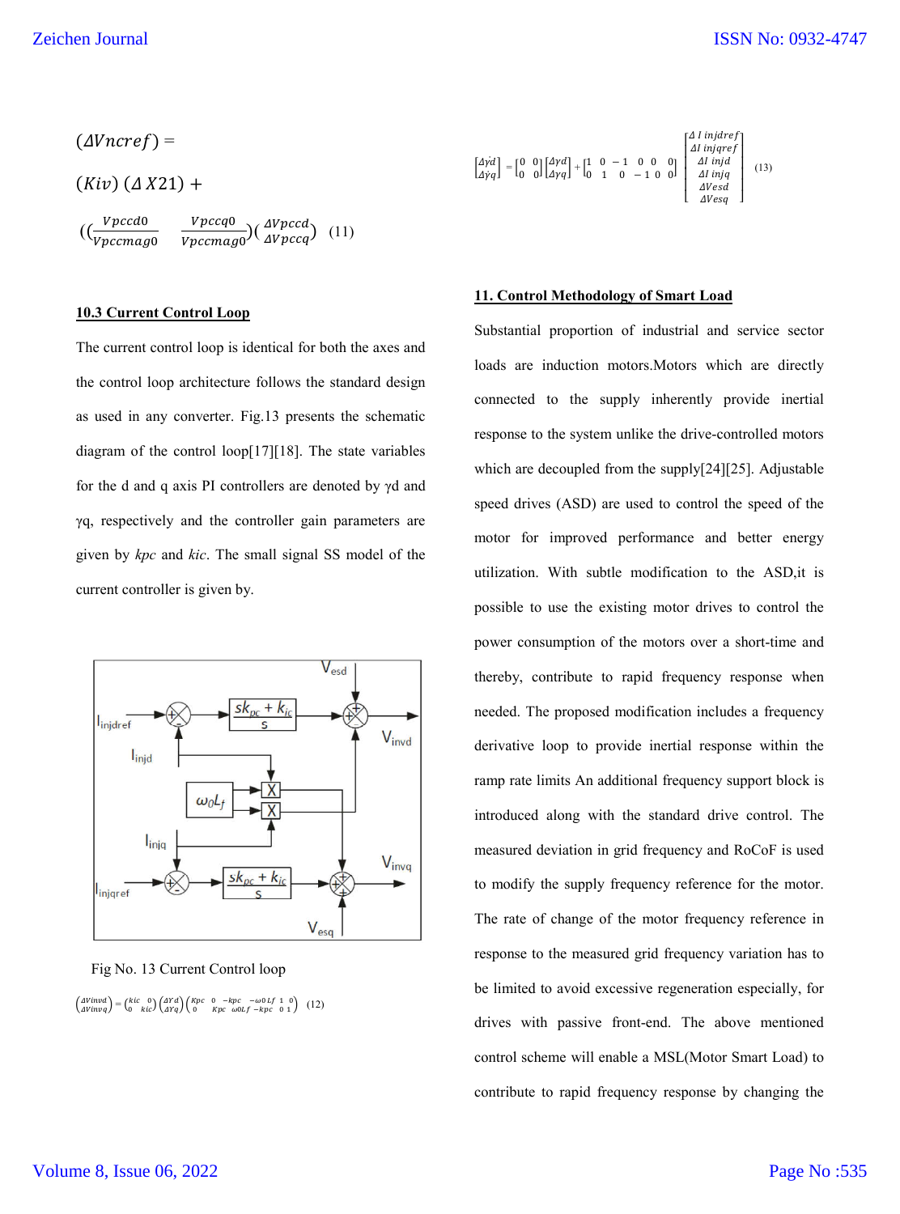$$(\Delta Vncref) =$$

$$(Kiv)\,(\Delta X21) +$$

$$\left(\left(\frac{Vpccd0}{Vpccmag0} \quad \frac{Vpccq0}{Vpccmag0}\right)\begin{pmatrix}\Delta Vpccd\\ \Delta Vpccq\end{pmatrix}\right) \quad (11)$$

### 10.3 Current Control Loop

The current control loop is identical for both the axes and the control loop architecture follows the standard design as used in any converter. Fig.13 presents the schematic diagram of the control loop[17][18]. The state variables for the d and q axis PI controllers are denoted by γd and γq, respectively and the controller gain parameters are given by *kpc* and *kic*. The small signal SS model of the current controller is given by.

Fig No. 13 Current Control loop

$$\begin{pmatrix}\Delta Vinvd\\ \Delta Vinvq\end{pmatrix} = \begin{pmatrix}kic & 0\\ 0 & kic\end{pmatrix}\begin{pmatrix}\Delta\gamma d\\ \Delta\gamma q\end{pmatrix}\begin{pmatrix}Kpc & 0 & -kpc & -\omega 0Lf & 1 & 0\\ 0 & Kpc & \omega 0Lf & -kpc & 0 & 1\end{pmatrix} \quad (12)$$

$$\begin{bmatrix}\Delta\dot{\gamma}d\\ \Delta\dot{\gamma}q\end{bmatrix} = \begin{bmatrix}0 & 0\\ 0 & 0\end{bmatrix}\begin{bmatrix}\Delta\gamma d\\ \Delta\gamma q\end{bmatrix} + \begin{bmatrix}1 & 0 & -1 & 0 & 0 & 0\\ 0 & 1 & 0 & -1 & 0 & 0\end{bmatrix}\begin{bmatrix}\Delta I\ injdref\\ \Delta I\ injqref\\ \Delta I\ injd\\ \Delta I\ injq\\ \Delta Vesd\\ \Delta Vesq\end{bmatrix} \quad (13)$$

### 11. Control Methodology of Smart Load

Substantial proportion of industrial and service sector loads are induction motors.Motors which are directly connected to the supply inherently provide inertial response to the system unlike the drive-controlled motors which are decoupled from the supply[24][25]. Adjustable speed drives (ASD) are used to control the speed of the motor for improved performance and better energy utilization. With subtle modification to the ASD,it is possible to use the existing motor drives to control the power consumption of the motors over a short-time and thereby, contribute to rapid frequency response when needed. The proposed modification includes a frequency derivative loop to provide inertial response within the ramp rate limits An additional frequency support block is introduced along with the standard drive control. The measured deviation in grid frequency and RoCoF is used to modify the supply frequency reference for the motor. The rate of change of the motor frequency reference in response to the measured grid frequency variation has to be limited to avoid excessive regeneration especially, for drives with passive front-end. The above mentioned control scheme will enable a MSL(Motor Smart Load) to contribute to rapid frequency response by changing the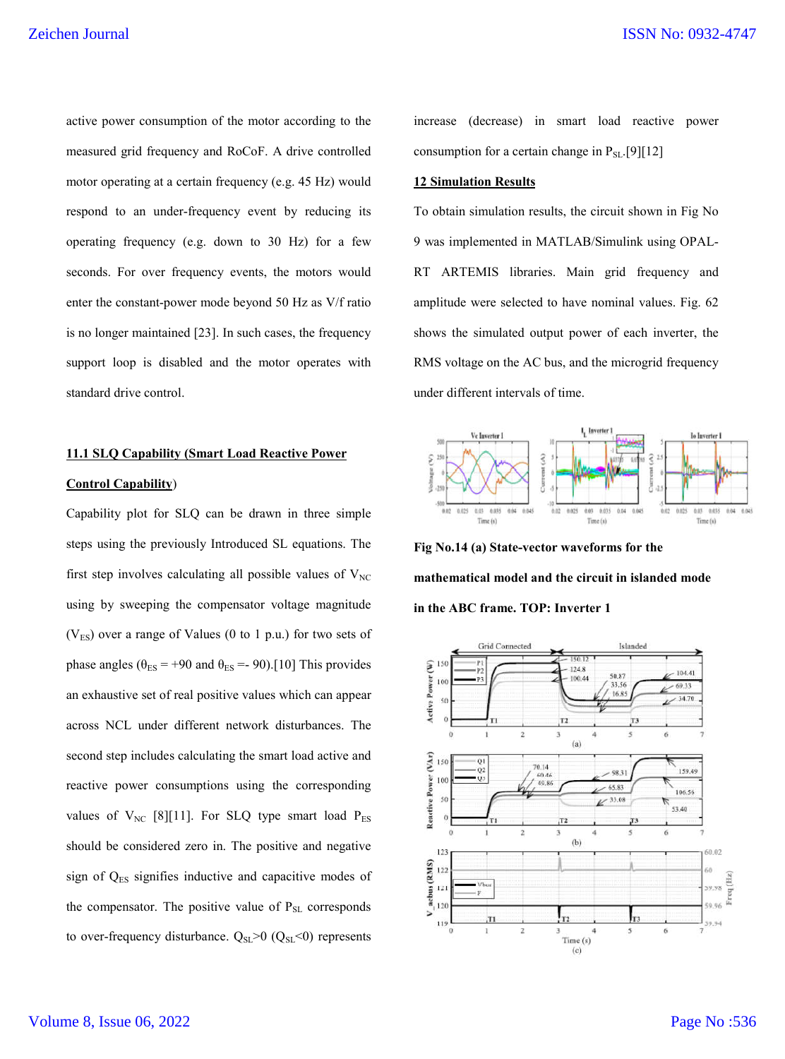active power consumption of the motor according to the measured grid frequency and RoCoF. A drive controlled motor operating at a certain frequency (e.g. 45 Hz) would respond to an under-frequency event by reducing its operating frequency (e.g. down to 30 Hz) for a few seconds. For over frequency events, the motors would enter the constant-power mode beyond 50 Hz as V/f ratio is no longer maintained [23]. In such cases, the frequency support loop is disabled and the motor operates with standard drive control.

## 11.1 SLQ Capability (Smart Load Reactive Power Control Capability)

Capability plot for SLQ can be drawn in three simple steps using the previously Introduced SL equations. The first step involves calculating all possible values of $V_{NC}$ using by sweeping the compensator voltage magnitude ($V_{ES}$) over a range of Values (0 to 1 p.u.) for two sets of phase angles ($\theta_{ES}$ = +90 and $\theta_{ES}$ =- 90).[10] This provides an exhaustive set of real positive values which can appear across NCL under different network disturbances. The second step includes calculating the smart load active and reactive power consumptions using the corresponding values of $V_{NC}$ [8][11]. For SLQ type smart load $P_{ES}$ should be considered zero in. The positive and negative sign of $Q_{ES}$ signifies inductive and capacitive modes of the compensator. The positive value of $P_{SL}$ corresponds to over-frequency disturbance. $Q_{SL}$>0 ($Q_{SL}$<0) represents increase (decrease) in smart load reactive power consumption for a certain change in $P_{SL}$.[9][12]

## 12 Simulation Results

To obtain simulation results, the circuit shown in Fig No 9 was implemented in MATLAB/Simulink using OPAL-RT ARTEMIS libraries. Main grid frequency and amplitude were selected to have nominal values. Fig. 62 shows the simulated output power of each inverter, the RMS voltage on the AC bus, and the microgrid frequency under different intervals of time.

**Fig No.14 (a) State-vector waveforms for the mathematical model and the circuit in islanded mode in the ABC frame. TOP: Inverter 1**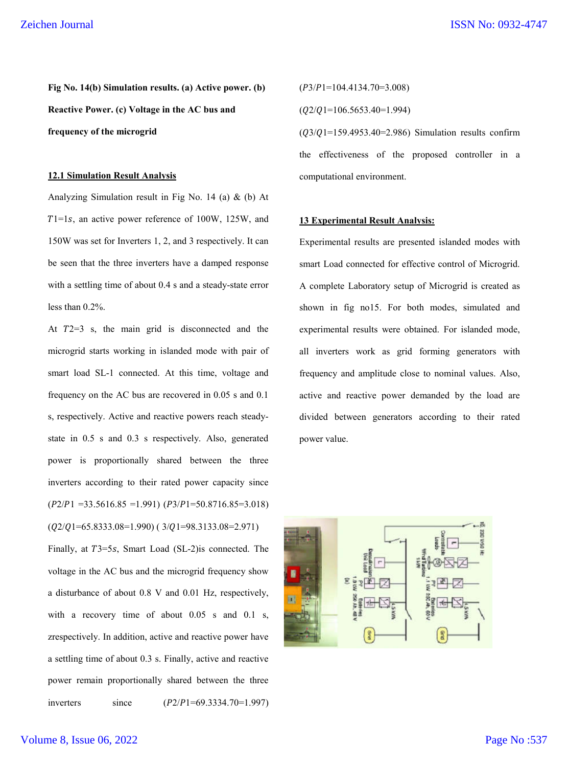**Fig No. 14(b) Simulation results. (a) Active power. (b) Reactive Power. (c) Voltage in the AC bus and frequency of the microgrid**

## 12.1 Simulation Result Analysis

Analyzing Simulation result in Fig No. 14 (a) & (b) At $T1=1s$, an active power reference of 100W, 125W, and 150W was set for Inverters 1, 2, and 3 respectively. It can be seen that the three inverters have a damped response with a settling time of about 0.4 s and a steady-state error less than 0.2%.

At $T2=3$ s, the main grid is disconnected and the microgrid starts working in islanded mode with pair of smart load SL-1 connected. At this time, voltage and frequency on the AC bus are recovered in 0.05 s and 0.1 s, respectively. Active and reactive powers reach steady-state in 0.5 s and 0.3 s respectively. Also, generated power is proportionally shared between the three inverters according to their rated power capacity since ($P2/P1$ =33.5616.85 =1.991) ($P3/P1$=50.8716.85=3.018) ($Q2/Q1$=65.8333.08=1.990) ( $3/Q1$=98.3133.08=2.971)

Finally, at $T3=5s$, Smart Load (SL-2)is connected. The voltage in the AC bus and the microgrid frequency show a disturbance of about 0.8 V and 0.01 Hz, respectively, with a recovery time of about 0.05 s and 0.1 s, zrespectively. In addition, active and reactive power have a settling time of about 0.3 s. Finally, active and reactive power remain proportionally shared between the three inverters since ($P2/P1$=69.3334.70=1.997)

($P3/P1$=104.4134.70=3.008)

($Q2/Q1$=106.5653.40=1.994)

($Q3/Q1$=159.4953.40=2.986) Simulation results confirm the effectiveness of the proposed controller in a computational environment.

## 13 Experimental Result Analysis:

Experimental results are presented islanded modes with smart Load connected for effective control of Microgrid. A complete Laboratory setup of Microgrid is created as shown in fig no15. For both modes, simulated and experimental results were obtained. For islanded mode, all inverters work as grid forming generators with frequency and amplitude close to nominal values. Also, active and reactive power demanded by the load are divided between generators according to their rated power value.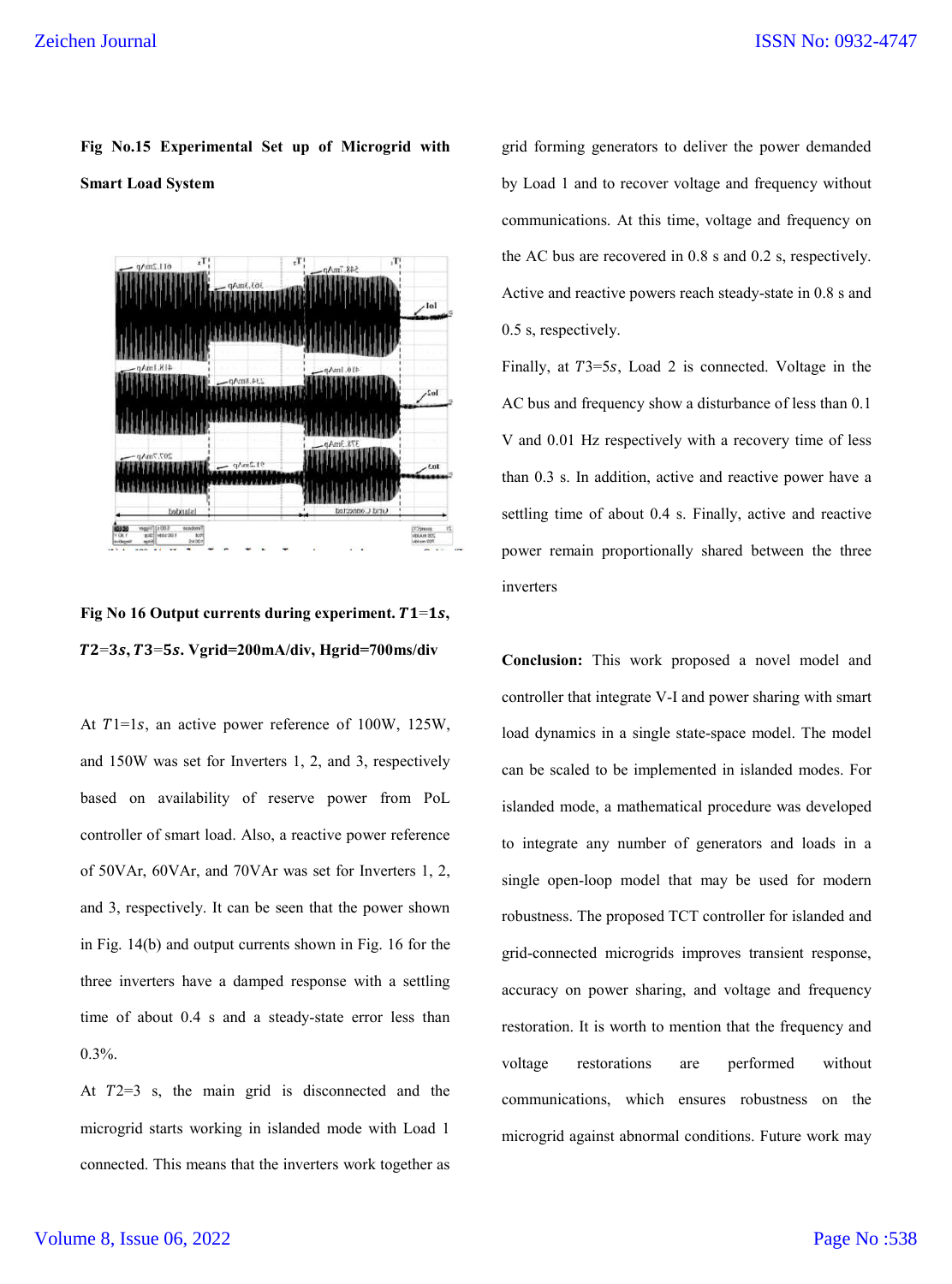**Fig No.15 Experimental Set up of Microgrid with Smart Load System**

**Fig No 16 Output currents during experiment. $T1=1s$, $T2=3s$, $T3=5s$. Vgrid=200mA/div, Hgrid=700ms/div**

At $T1=1s$, an active power reference of 100W, 125W, and 150W was set for Inverters 1, 2, and 3, respectively based on availability of reserve power from PoL controller of smart load. Also, a reactive power reference of 50VAr, 60VAr, and 70VAr was set for Inverters 1, 2, and 3, respectively. It can be seen that the power shown in Fig. 14(b) and output currents shown in Fig. 16 for the three inverters have a damped response with a settling time of about 0.4 s and a steady-state error less than 0.3%.

At $T2=3$ s, the main grid is disconnected and the microgrid starts working in islanded mode with Load 1 connected. This means that the inverters work together as grid forming generators to deliver the power demanded by Load 1 and to recover voltage and frequency without communications. At this time, voltage and frequency on the AC bus are recovered in 0.8 s and 0.2 s, respectively. Active and reactive powers reach steady-state in 0.8 s and 0.5 s, respectively.

Finally, at $T3=5s$, Load 2 is connected. Voltage in the AC bus and frequency show a disturbance of less than 0.1 V and 0.01 Hz respectively with a recovery time of less than 0.3 s. In addition, active and reactive power have a settling time of about 0.4 s. Finally, active and reactive power remain proportionally shared between the three inverters

**Conclusion:** This work proposed a novel model and controller that integrate V-I and power sharing with smart load dynamics in a single state-space model. The model can be scaled to be implemented in islanded modes. For islanded mode, a mathematical procedure was developed to integrate any number of generators and loads in a single open-loop model that may be used for modern robustness. The proposed TCT controller for islanded and grid-connected microgrids improves transient response, accuracy on power sharing, and voltage and frequency restoration. It is worth to mention that the frequency and voltage restorations are performed without communications, which ensures robustness on the microgrid against abnormal conditions. Future work may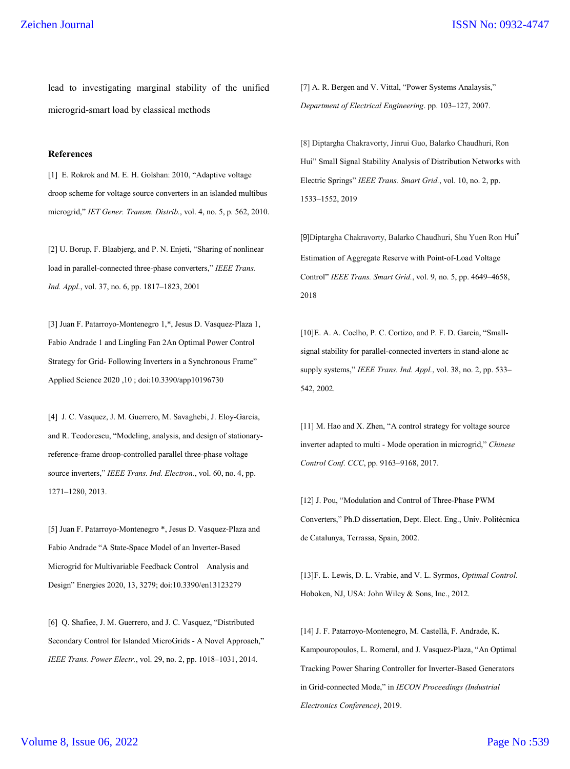lead to investigating marginal stability of the unified microgrid-smart load by classical methods

**References**

[1] E. Rokrok and M. E. H. Golshan: 2010, "Adaptive voltage droop scheme for voltage source converters in an islanded multibus microgrid," *IET Gener. Transm. Distrib.*, vol. 4, no. 5, p. 562, 2010.

[2] U. Borup, F. Blaabjerg, and P. N. Enjeti, "Sharing of nonlinear load in parallel-connected three-phase converters," *IEEE Trans. Ind. Appl.*, vol. 37, no. 6, pp. 1817–1823, 2001

[3] Juan F. Patarroyo-Montenegro 1,*, Jesus D. Vasquez-Plaza 1, Fabio Andrade 1 and Lingling Fan 2An Optimal Power Control Strategy for Grid- Following Inverters in a Synchronous Frame" Applied Science 2020 ,10 ; doi:10.3390/app10196730

[4] J. C. Vasquez, J. M. Guerrero, M. Savaghebi, J. Eloy-Garcia, and R. Teodorescu, "Modeling, analysis, and design of stationary-reference-frame droop-controlled parallel three-phase voltage source inverters," *IEEE Trans. Ind. Electron.*, vol. 60, no. 4, pp. 1271–1280, 2013.

[5] Juan F. Patarroyo-Montenegro *, Jesus D. Vasquez-Plaza and Fabio Andrade "A State-Space Model of an Inverter-Based Microgrid for Multivariable Feedback Control Analysis and Design" Energies 2020, 13, 3279; doi:10.3390/en13123279

[6] Q. Shafiee, J. M. Guerrero, and J. C. Vasquez, "Distributed Secondary Control for Islanded MicroGrids - A Novel Approach," *IEEE Trans. Power Electr.*, vol. 29, no. 2, pp. 1018–1031, 2014.

[7] A. R. Bergen and V. Vittal, "Power Systems Analaysis," *Department of Electrical Engineering*. pp. 103–127, 2007.

[8] Diptargha Chakravorty, Jinrui Guo, Balarko Chaudhuri, Ron Hui" Small Signal Stability Analysis of Distribution Networks with Electric Springs" *IEEE Trans. Smart Grid.*, vol. 10, no. 2, pp. 1533–1552, 2019

[9]Diptargha Chakravorty, Balarko Chaudhuri, Shu Yuen Ron Hui" Estimation of Aggregate Reserve with Point-of-Load Voltage Control" *IEEE Trans. Smart Grid.*, vol. 9, no. 5, pp. 4649–4658, 2018

[10]E. A. A. Coelho, P. C. Cortizo, and P. F. D. Garcia, "Small-signal stability for parallel-connected inverters in stand-alone ac supply systems," *IEEE Trans. Ind. Appl.*, vol. 38, no. 2, pp. 533–542, 2002.

[11] M. Hao and X. Zhen, "A control strategy for voltage source inverter adapted to multi - Mode operation in microgrid," *Chinese Control Conf. CCC*, pp. 9163–9168, 2017.

[12] J. Pou, "Modulation and Control of Three-Phase PWM Converters," Ph.D dissertation, Dept. Elect. Eng., Univ. Politècnica de Catalunya, Terrassa, Spain, 2002.

[13]F. L. Lewis, D. L. Vrabie, and V. L. Syrmos, *Optimal Control*. Hoboken, NJ, USA: John Wiley & Sons, Inc., 2012.

[14] J. F. Patarroyo-Montenegro, M. Castellà, F. Andrade, K. Kampouropoulos, L. Romeral, and J. Vasquez-Plaza, "An Optimal Tracking Power Sharing Controller for Inverter-Based Generators in Grid-connected Mode," in *IECON Proceedings (Industrial Electronics Conference)*, 2019.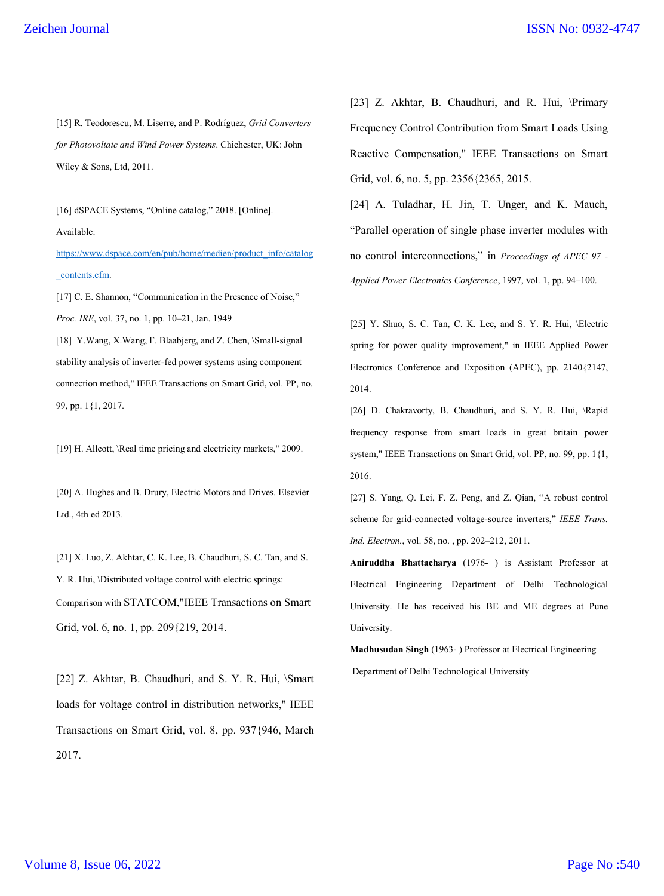[15] R. Teodorescu, M. Liserre, and P. Rodríguez, *Grid Converters for Photovoltaic and Wind Power Systems*. Chichester, UK: John Wiley & Sons, Ltd, 2011.

[16] dSPACE Systems, "Online catalog," 2018. [Online]. Available: https://www.dspace.com/en/pub/home/medien/product_info/catalog_contents.cfm.

[17] C. E. Shannon, "Communication in the Presence of Noise," *Proc. IRE*, vol. 37, no. 1, pp. 10–21, Jan. 1949

[18] Y.Wang, X.Wang, F. Blaabjerg, and Z. Chen, \Small-signal stability analysis of inverter-fed power systems using component connection method," IEEE Transactions on Smart Grid, vol. PP, no. 99, pp. 1{1, 2017.

[19] H. Allcott, \Real time pricing and electricity markets," 2009.

[20] A. Hughes and B. Drury, Electric Motors and Drives. Elsevier Ltd., 4th ed 2013.

[21] X. Luo, Z. Akhtar, C. K. Lee, B. Chaudhuri, S. C. Tan, and S. Y. R. Hui, \Distributed voltage control with electric springs: Comparison with STATCOM,"IEEE Transactions on Smart Grid, vol. 6, no. 1, pp. 209{219, 2014.

[22] Z. Akhtar, B. Chaudhuri, and S. Y. R. Hui, \Smart loads for voltage control in distribution networks," IEEE Transactions on Smart Grid, vol. 8, pp. 937{946, March 2017.

[23] Z. Akhtar, B. Chaudhuri, and R. Hui, \Primary Frequency Control Contribution from Smart Loads Using Reactive Compensation," IEEE Transactions on Smart Grid, vol. 6, no. 5, pp. 2356{2365, 2015.

[24] A. Tuladhar, H. Jin, T. Unger, and K. Mauch, "Parallel operation of single phase inverter modules with no control interconnections," in *Proceedings of APEC 97 - Applied Power Electronics Conference*, 1997, vol. 1, pp. 94–100.

[25] Y. Shuo, S. C. Tan, C. K. Lee, and S. Y. R. Hui, \Electric spring for power quality improvement," in IEEE Applied Power Electronics Conference and Exposition (APEC), pp. 2140{2147, 2014.

[26] D. Chakravorty, B. Chaudhuri, and S. Y. R. Hui, \Rapid frequency response from smart loads in great britain power system," IEEE Transactions on Smart Grid, vol. PP, no. 99, pp. 1{1, 2016.

[27] S. Yang, Q. Lei, F. Z. Peng, and Z. Qian, "A robust control scheme for grid-connected voltage-source inverters," *IEEE Trans. Ind. Electron.*, vol. 58, no. , pp. 202–212, 2011.

**Aniruddha Bhattacharya** (1976- ) is Assistant Professor at Electrical Engineering Department of Delhi Technological University. He has received his BE and ME degrees at Pune University.

**Madhusudan Singh** (1963- ) Professor at Electrical Engineering Department of Delhi Technological University